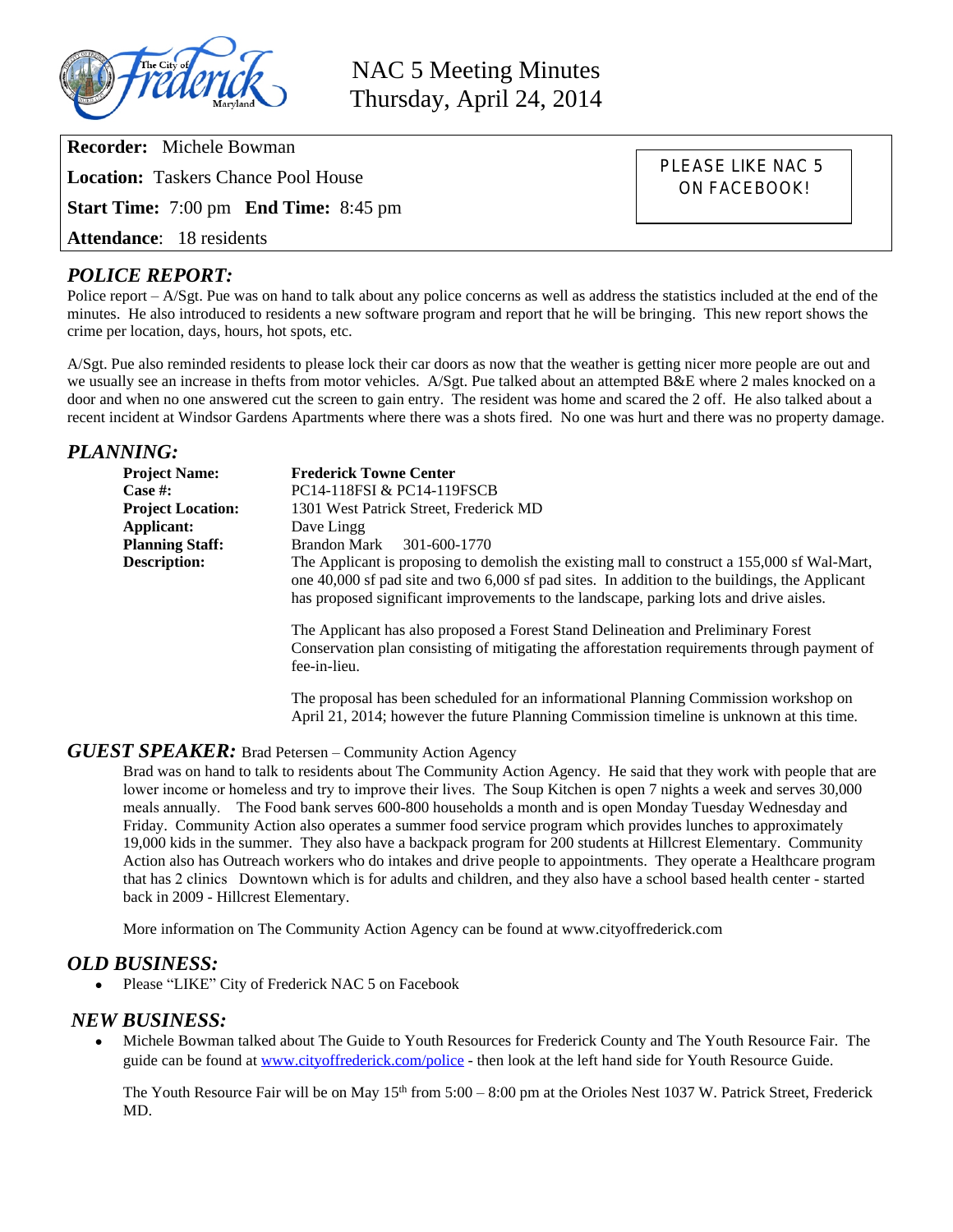# NAC 5 Meeting Minutes
## Thursday, April 24, 2014

**Recorder:** Michele Bowman

**Location:** Taskers Chance Pool House

**Start Time:** 7:00 pm **End Time:** 8:45 pm

**Attendance**: 18 residents

PLEASE LIKE NAC 5 ON FACEBOOK!

## *POLICE REPORT:*

Police report – A/Sgt. Pue was on hand to talk about any police concerns as well as address the statistics included at the end of the minutes. He also introduced to residents a new software program and report that he will be bringing. This new report shows the crime per location, days, hours, hot spots, etc.

A/Sgt. Pue also reminded residents to please lock their car doors as now that the weather is getting nicer more people are out and we usually see an increase in thefts from motor vehicles. A/Sgt. Pue talked about an attempted B&E where 2 males knocked on a door and when no one answered cut the screen to gain entry. The resident was home and scared the 2 off. He also talked about a recent incident at Windsor Gardens Apartments where there was a shots fired. No one was hurt and there was no property damage.

## *PLANNING:*

**Project Name:** **Frederick Towne Center**
**Case #:** PC14-118FSI & PC14-119FSCB
**Project Location:** 1301 West Patrick Street, Frederick MD
**Applicant:** Dave Lingg
**Planning Staff:** Brandon Mark 301-600-1770
**Description:** The Applicant is proposing to demolish the existing mall to construct a 155,000 sf Wal-Mart, one 40,000 sf pad site and two 6,000 sf pad sites. In addition to the buildings, the Applicant has proposed significant improvements to the landscape, parking lots and drive aisles.

The Applicant has also proposed a Forest Stand Delineation and Preliminary Forest Conservation plan consisting of mitigating the afforestation requirements through payment of fee-in-lieu.

The proposal has been scheduled for an informational Planning Commission workshop on April 21, 2014; however the future Planning Commission timeline is unknown at this time.

## *GUEST SPEAKER:* Brad Petersen – Community Action Agency

Brad was on hand to talk to residents about The Community Action Agency. He said that they work with people that are lower income or homeless and try to improve their lives. The Soup Kitchen is open 7 nights a week and serves 30,000 meals annually. The Food bank serves 600-800 households a month and is open Monday Tuesday Wednesday and Friday. Community Action also operates a summer food service program which provides lunches to approximately 19,000 kids in the summer. They also have a backpack program for 200 students at Hillcrest Elementary. Community Action also has Outreach workers who do intakes and drive people to appointments. They operate a Healthcare program that has 2 clinics Downtown which is for adults and children, and they also have a school based health center - started back in 2009 - Hillcrest Elementary.

More information on The Community Action Agency can be found at www.cityoffrederick.com

## *OLD BUSINESS:*

- Please "LIKE" City of Frederick NAC 5 on Facebook

## *NEW BUSINESS:*

- Michele Bowman talked about The Guide to Youth Resources for Frederick County and The Youth Resource Fair. The guide can be found at www.cityoffrederick.com/police - then look at the left hand side for Youth Resource Guide.

  The Youth Resource Fair will be on May 15th from 5:00 – 8:00 pm at the Orioles Nest 1037 W. Patrick Street, Frederick MD.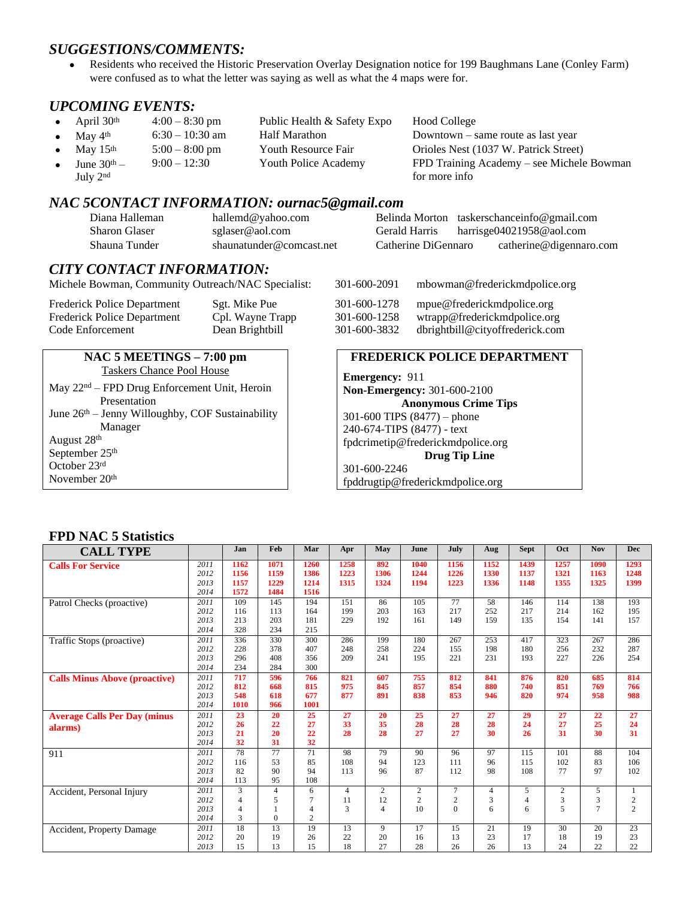## *SUGGESTIONS/COMMENTS:*

- Residents who received the Historic Preservation Overlay Designation notice for 199 Baughmans Lane (Conley Farm) were confused as to what the letter was saying as well as what the 4 maps were for.

## *UPCOMING EVENTS:*

- April 30th — 4:00 – 8:30 pm — Public Health & Safety Expo — Hood College
- May 4th — 6:30 – 10:30 am — Half Marathon — Downtown – same route as last year
- May 15th — 5:00 – 8:00 pm — Youth Resource Fair — Orioles Nest (1037 W. Patrick Street)
- June 30th – July 2nd — 9:00 – 12:30 — Youth Police Academy — FPD Training Academy – see Michele Bowman for more info

## *NAC 5CONTACT INFORMATION: ournac5@gmail.com*

| | | | |
|---|---|---|---|
| Diana Halleman | hallemd@yahoo.com | Belinda Morton | taskerschanceinfo@gmail.com |
| Sharon Glaser | sglaser@aol.com | Gerald Harris | harrisge04021958@aol.com |
| Shauna Tunder | shaunatunder@comcast.net | Catherine DiGennaro | catherine@digennaro.com |

## *CITY CONTACT INFORMATION:*

| | | | |
|---|---|---|---|
| Michele Bowman, Community Outreach/NAC Specialist: | | 301-600-2091 | mbowman@frederickmdpolice.org |
| Frederick Police Department | Sgt. Mike Pue | 301-600-1278 | mpue@frederickmdpolice.org |
| Frederick Police Department | Cpl. Wayne Trapp | 301-600-1258 | wtrapp@frederickmdpolice.org |
| Code Enforcement | Dean Brightbill | 301-600-3832 | dbrightbill@cityoffrederick.com |

### NAC 5 MEETINGS – 7:00 pm

Taskers Chance Pool House

May 22nd – FPD Drug Enforcement Unit, Heroin Presentation
June 26th – Jenny Willoughby, COF Sustainability Manager
August 28th
September 25th
October 23rd
November 20th

### FREDERICK POLICE DEPARTMENT

**Emergency:** 911
**Non-Emergency:** 301-600-2100

**Anonymous Crime Tips**
301-600 TIPS (8477) – phone
240-674-TIPS (8477) - text
fpdcrimetip@frederickmdpolice.org

**Drug Tip Line**
301-600-2246
fpddrugtip@frederickmdpolice.org

## FPD NAC 5 Statistics

| CALL TYPE | | Jan | Feb | Mar | Apr | May | June | July | Aug | Sept | Oct | Nov | Dec |
|---|---|---|---|---|---|---|---|---|---|---|---|---|---|
| **Calls For Service** | 2011 | 1162 | 1071 | 1260 | 1258 | 892 | 1040 | 1156 | 1152 | 1439 | 1257 | 1090 | 1293 |
| | 2012 | 1156 | 1159 | 1386 | 1223 | 1306 | 1244 | 1226 | 1330 | 1137 | 1321 | 1163 | 1248 |
| | 2013 | 1157 | 1229 | 1214 | 1315 | 1324 | 1194 | 1223 | 1336 | 1148 | 1355 | 1325 | 1399 |
| | 2014 | 1572 | 1484 | 1516 | | | | | | | | | |
| Patrol Checks (proactive) | 2011 | 109 | 145 | 194 | 151 | 86 | 105 | 77 | 58 | 146 | 114 | 138 | 193 |
| | 2012 | 116 | 113 | 164 | 199 | 203 | 163 | 217 | 252 | 217 | 214 | 162 | 195 |
| | 2013 | 213 | 203 | 181 | 229 | 192 | 161 | 149 | 159 | 135 | 154 | 141 | 157 |
| | 2014 | 328 | 234 | 215 | | | | | | | | | |
| Traffic Stops (proactive) | 2011 | 336 | 330 | 300 | 286 | 199 | 180 | 267 | 253 | 417 | 323 | 267 | 286 |
| | 2012 | 228 | 378 | 407 | 248 | 258 | 224 | 155 | 198 | 180 | 256 | 232 | 287 |
| | 2013 | 296 | 408 | 356 | 209 | 241 | 195 | 221 | 231 | 193 | 227 | 226 | 254 |
| | 2014 | 234 | 284 | 300 | | | | | | | | | |
| **Calls Minus Above (proactive)** | 2011 | 717 | 596 | 766 | 821 | 607 | 755 | 812 | 841 | 876 | 820 | 685 | 814 |
| | 2012 | 812 | 668 | 815 | 975 | 845 | 857 | 854 | 880 | 740 | 851 | 769 | 766 |
| | 2013 | 548 | 618 | 677 | 877 | 891 | 838 | 853 | 946 | 820 | 974 | 958 | 988 |
| | 2014 | 1010 | 966 | 1001 | | | | | | | | | |
| **Average Calls Per Day (minus alarms)** | 2011 | 23 | 20 | 25 | 27 | 20 | 25 | 27 | 27 | 29 | 27 | 22 | 27 |
| | 2012 | 26 | 22 | 27 | 33 | 35 | 28 | 28 | 28 | 24 | 27 | 25 | 24 |
| | 2013 | 21 | 20 | 22 | 28 | 28 | 27 | 27 | 30 | 26 | 31 | 30 | 31 |
| | 2014 | 32 | 31 | 32 | | | | | | | | | |
| 911 | 2011 | 78 | 77 | 71 | 98 | 79 | 90 | 96 | 97 | 115 | 101 | 88 | 104 |
| | 2012 | 116 | 53 | 85 | 108 | 94 | 123 | 111 | 96 | 115 | 102 | 83 | 106 |
| | 2013 | 82 | 90 | 94 | 113 | 96 | 87 | 112 | 98 | 108 | 77 | 97 | 102 |
| | 2014 | 113 | 95 | 108 | | | | | | | | | |
| Accident, Personal Injury | 2011 | 3 | 4 | 6 | 4 | 2 | 2 | 7 | 4 | 5 | 2 | 5 | 1 |
| | 2012 | 4 | 5 | 7 | 11 | 12 | 2 | 2 | 3 | 4 | 3 | 3 | 2 |
| | 2013 | 4 | 1 | 4 | 3 | 4 | 10 | 0 | 6 | 6 | 5 | 7 | 2 |
| | 2014 | 3 | 0 | 2 | | | | | | | | | |
| Accident, Property Damage | 2011 | 18 | 13 | 19 | 13 | 9 | 17 | 15 | 21 | 19 | 30 | 20 | 23 |
| | 2012 | 20 | 19 | 26 | 22 | 20 | 16 | 13 | 23 | 17 | 18 | 19 | 23 |
| | 2013 | 15 | 13 | 15 | 18 | 27 | 28 | 26 | 26 | 13 | 24 | 22 | 22 |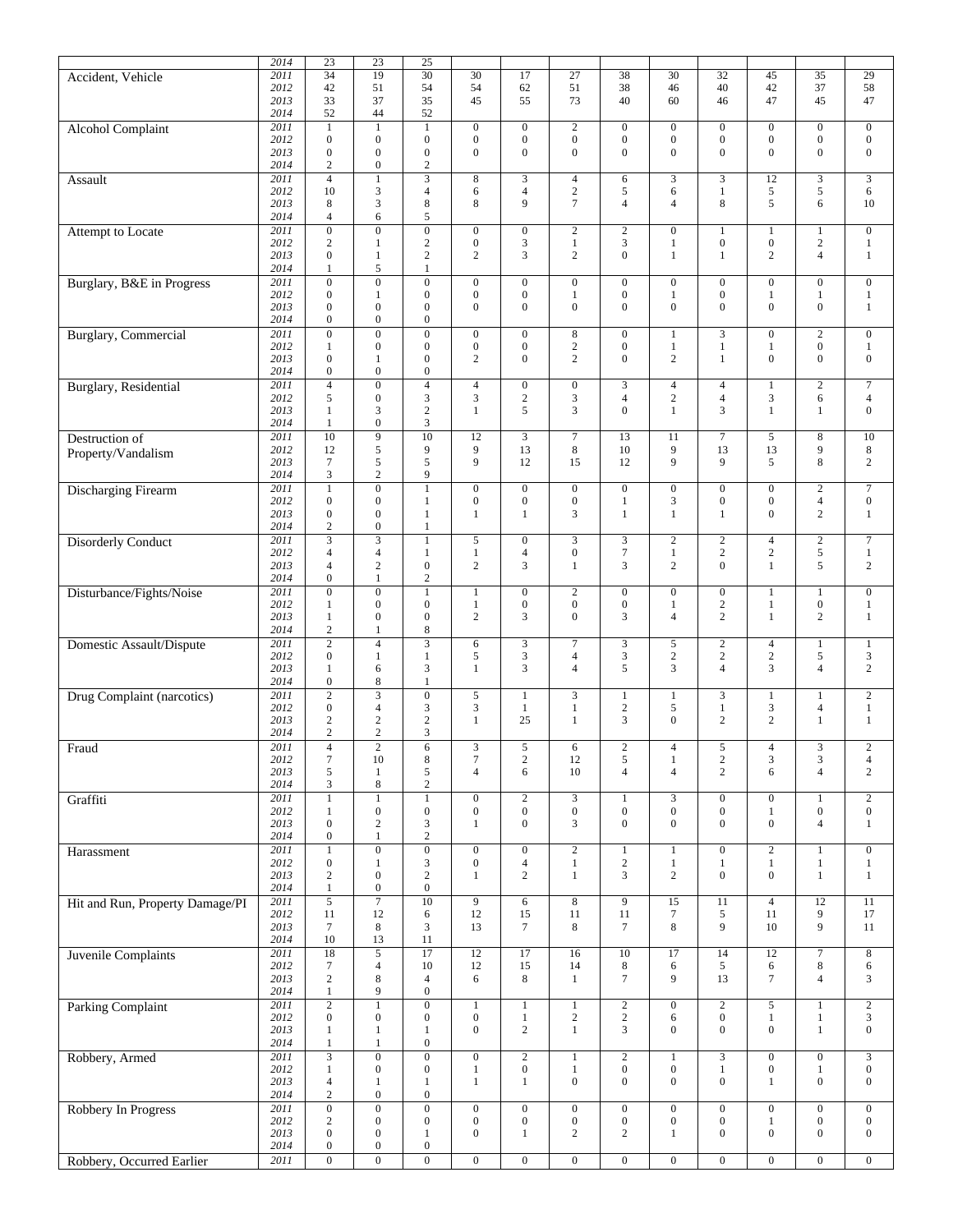| | | | | | | | | | | | | | |
|---|---|---|---|---|---|---|---|---|---|---|---|---|---|
| | 2014 | 23 | 23 | 25 | | | | | | | | | |
| Accident, Vehicle | 2011 | 34 | 19 | 30 | 30 | 17 | 27 | 38 | 30 | 32 | 45 | 35 | 29 |
| | 2012 | 42 | 51 | 54 | 54 | 62 | 51 | 38 | 46 | 40 | 42 | 37 | 58 |
| | 2013 | 33 | 37 | 35 | 45 | 55 | 73 | 40 | 60 | 46 | 47 | 45 | 47 |
| | 2014 | 52 | 44 | 52 | | | | | | | | | |
| Alcohol Complaint | 2011 | 1 | 1 | 1 | 0 | 0 | 2 | 0 | 0 | 0 | 0 | 0 | 0 |
| | 2012 | 0 | 0 | 0 | 0 | 0 | 0 | 0 | 0 | 0 | 0 | 0 | 0 |
| | 2013 | 0 | 0 | 0 | 0 | 0 | 0 | 0 | 0 | 0 | 0 | 0 | 0 |
| | 2014 | 2 | 0 | 2 | | | | | | | | | |
| Assault | 2011 | 4 | 1 | 3 | 8 | 3 | 4 | 6 | 3 | 3 | 12 | 3 | 3 |
| | 2012 | 10 | 3 | 4 | 6 | 4 | 2 | 5 | 6 | 1 | 5 | 5 | 6 |
| | 2013 | 8 | 3 | 8 | 8 | 9 | 7 | 4 | 4 | 8 | 5 | 6 | 10 |
| | 2014 | 4 | 6 | 5 | | | | | | | | | |
| Attempt to Locate | 2011 | 0 | 0 | 0 | 0 | 0 | 2 | 2 | 0 | 1 | 1 | 1 | 0 |
| | 2012 | 2 | 1 | 2 | 0 | 3 | 1 | 3 | 1 | 0 | 0 | 2 | 1 |
| | 2013 | 0 | 1 | 2 | 2 | 3 | 2 | 0 | 1 | 1 | 2 | 4 | 1 |
| | 2014 | 1 | 5 | 1 | | | | | | | | | |
| Burglary, B&E in Progress | 2011 | 0 | 0 | 0 | 0 | 0 | 0 | 0 | 0 | 0 | 0 | 0 | 0 |
| | 2012 | 0 | 1 | 0 | 0 | 0 | 1 | 0 | 1 | 0 | 1 | 1 | 1 |
| | 2013 | 0 | 0 | 0 | 0 | 0 | 0 | 0 | 0 | 0 | 0 | 0 | 1 |
| | 2014 | 0 | 0 | 0 | | | | | | | | | |
| Burglary, Commercial | 2011 | 0 | 0 | 0 | 0 | 0 | 8 | 0 | 1 | 3 | 0 | 2 | 0 |
| | 2012 | 1 | 0 | 0 | 0 | 0 | 2 | 0 | 1 | 1 | 1 | 0 | 1 |
| | 2013 | 0 | 1 | 0 | 2 | 0 | 2 | 0 | 2 | 1 | 0 | 0 | 0 |
| | 2014 | 0 | 0 | 0 | | | | | | | | | |
| Burglary, Residential | 2011 | 4 | 0 | 4 | 4 | 0 | 0 | 3 | 4 | 4 | 1 | 2 | 7 |
| | 2012 | 5 | 0 | 3 | 3 | 2 | 3 | 4 | 2 | 4 | 3 | 6 | 4 |
| | 2013 | 1 | 3 | 2 | 1 | 5 | 3 | 0 | 1 | 3 | 1 | 1 | 0 |
| | 2014 | 1 | 0 | 3 | | | | | | | | | |
| Destruction of Property/Vandalism | 2011 | 10 | 9 | 10 | 12 | 3 | 7 | 13 | 11 | 7 | 5 | 8 | 10 |
| | 2012 | 12 | 5 | 9 | 9 | 13 | 8 | 10 | 9 | 13 | 13 | 9 | 8 |
| | 2013 | 7 | 5 | 5 | 9 | 12 | 15 | 12 | 9 | 9 | 5 | 8 | 2 |
| | 2014 | 3 | 2 | 9 | | | | | | | | | |
| Discharging Firearm | 2011 | 1 | 0 | 1 | 0 | 0 | 0 | 0 | 0 | 0 | 0 | 2 | 7 |
| | 2012 | 0 | 0 | 1 | 0 | 0 | 0 | 1 | 3 | 0 | 0 | 4 | 0 |
| | 2013 | 0 | 0 | 1 | 1 | 1 | 3 | 1 | 1 | 1 | 0 | 2 | 1 |
| | 2014 | 2 | 0 | 1 | | | | | | | | | |
| Disorderly Conduct | 2011 | 3 | 3 | 1 | 5 | 0 | 3 | 3 | 2 | 2 | 4 | 2 | 7 |
| | 2012 | 4 | 4 | 1 | 1 | 4 | 0 | 7 | 1 | 2 | 2 | 5 | 1 |
| | 2013 | 4 | 2 | 0 | 2 | 3 | 1 | 3 | 2 | 0 | 1 | 5 | 2 |
| | 2014 | 0 | 1 | 2 | | | | | | | | | |
| Disturbance/Fights/Noise | 2011 | 0 | 0 | 1 | 1 | 0 | 2 | 0 | 0 | 0 | 1 | 1 | 0 |
| | 2012 | 1 | 0 | 0 | 1 | 0 | 0 | 0 | 1 | 2 | 1 | 0 | 1 |
| | 2013 | 1 | 0 | 0 | 2 | 3 | 0 | 3 | 4 | 2 | 1 | 2 | 1 |
| | 2014 | 2 | 1 | 8 | | | | | | | | | |
| Domestic Assault/Dispute | 2011 | 2 | 4 | 3 | 6 | 3 | 7 | 3 | 5 | 2 | 4 | 1 | 1 |
| | 2012 | 0 | 1 | 1 | 5 | 3 | 4 | 3 | 2 | 2 | 2 | 5 | 3 |
| | 2013 | 1 | 6 | 3 | 1 | 3 | 4 | 5 | 3 | 4 | 3 | 4 | 2 |
| | 2014 | 0 | 8 | 1 | | | | | | | | | |
| Drug Complaint (narcotics) | 2011 | 2 | 3 | 0 | 5 | 1 | 3 | 1 | 1 | 3 | 1 | 1 | 2 |
| | 2012 | 0 | 4 | 3 | 3 | 1 | 1 | 2 | 5 | 1 | 3 | 4 | 1 |
| | 2013 | 2 | 2 | 2 | 1 | 25 | 1 | 3 | 0 | 2 | 2 | 1 | 1 |
| | 2014 | 2 | 2 | 3 | | | | | | | | | |
| Fraud | 2011 | 4 | 2 | 6 | 3 | 5 | 6 | 2 | 4 | 5 | 4 | 3 | 2 |
| | 2012 | 7 | 10 | 8 | 7 | 2 | 12 | 5 | 1 | 2 | 3 | 3 | 4 |
| | 2013 | 5 | 1 | 5 | 4 | 6 | 10 | 4 | 4 | 2 | 6 | 4 | 2 |
| | 2014 | 3 | 8 | 2 | | | | | | | | | |
| Graffiti | 2011 | 1 | 1 | 1 | 0 | 2 | 3 | 1 | 3 | 0 | 0 | 1 | 2 |
| | 2012 | 1 | 0 | 0 | 0 | 0 | 0 | 0 | 0 | 0 | 1 | 0 | 0 |
| | 2013 | 0 | 2 | 3 | 1 | 0 | 3 | 0 | 0 | 0 | 0 | 4 | 1 |
| | 2014 | 0 | 1 | 2 | | | | | | | | | |
| Harassment | 2011 | 1 | 0 | 0 | 0 | 0 | 2 | 1 | 1 | 0 | 2 | 1 | 0 |
| | 2012 | 0 | 1 | 3 | 0 | 4 | 1 | 2 | 1 | 1 | 1 | 1 | 1 |
| | 2013 | 2 | 0 | 2 | 1 | 2 | 1 | 3 | 2 | 0 | 0 | 1 | 1 |
| | 2014 | 1 | 0 | 0 | | | | | | | | | |
| Hit and Run, Property Damage/PI | 2011 | 5 | 7 | 10 | 9 | 6 | 8 | 9 | 15 | 11 | 4 | 12 | 11 |
| | 2012 | 11 | 12 | 6 | 12 | 15 | 11 | 11 | 7 | 5 | 11 | 9 | 17 |
| | 2013 | 7 | 8 | 3 | 13 | 7 | 8 | 7 | 8 | 9 | 10 | 9 | 11 |
| | 2014 | 10 | 13 | 11 | | | | | | | | | |
| Juvenile Complaints | 2011 | 18 | 5 | 17 | 12 | 17 | 16 | 10 | 17 | 14 | 12 | 7 | 8 |
| | 2012 | 7 | 4 | 10 | 12 | 15 | 14 | 8 | 6 | 5 | 6 | 8 | 6 |
| | 2013 | 2 | 8 | 4 | 6 | 8 | 1 | 7 | 9 | 13 | 7 | 4 | 3 |
| | 2014 | 1 | 9 | 0 | | | | | | | | | |
| Parking Complaint | 2011 | 2 | 1 | 0 | 1 | 1 | 1 | 2 | 0 | 2 | 5 | 1 | 2 |
| | 2012 | 0 | 0 | 0 | 0 | 1 | 2 | 2 | 6 | 0 | 1 | 1 | 3 |
| | 2013 | 1 | 1 | 1 | 0 | 2 | 1 | 3 | 0 | 0 | 0 | 1 | 0 |
| | 2014 | 1 | 1 | 0 | | | | | | | | | |
| Robbery, Armed | 2011 | 3 | 0 | 0 | 0 | 2 | 1 | 2 | 1 | 3 | 0 | 0 | 3 |
| | 2012 | 1 | 0 | 0 | 1 | 0 | 1 | 0 | 0 | 1 | 0 | 1 | 0 |
| | 2013 | 4 | 1 | 1 | 1 | 1 | 0 | 0 | 0 | 0 | 1 | 0 | 0 |
| | 2014 | 2 | 0 | 0 | | | | | | | | | |
| Robbery In Progress | 2011 | 0 | 0 | 0 | 0 | 0 | 0 | 0 | 0 | 0 | 0 | 0 | 0 |
| | 2012 | 2 | 0 | 0 | 0 | 0 | 0 | 0 | 0 | 0 | 1 | 0 | 0 |
| | 2013 | 0 | 0 | 1 | 0 | 1 | 2 | 2 | 1 | 0 | 0 | 0 | 0 |
| | 2014 | 0 | 0 | 0 | | | | | | | | | |
| Robbery, Occurred Earlier | 2011 | 0 | 0 | 0 | 0 | 0 | 0 | 0 | 0 | 0 | 0 | 0 | 0 |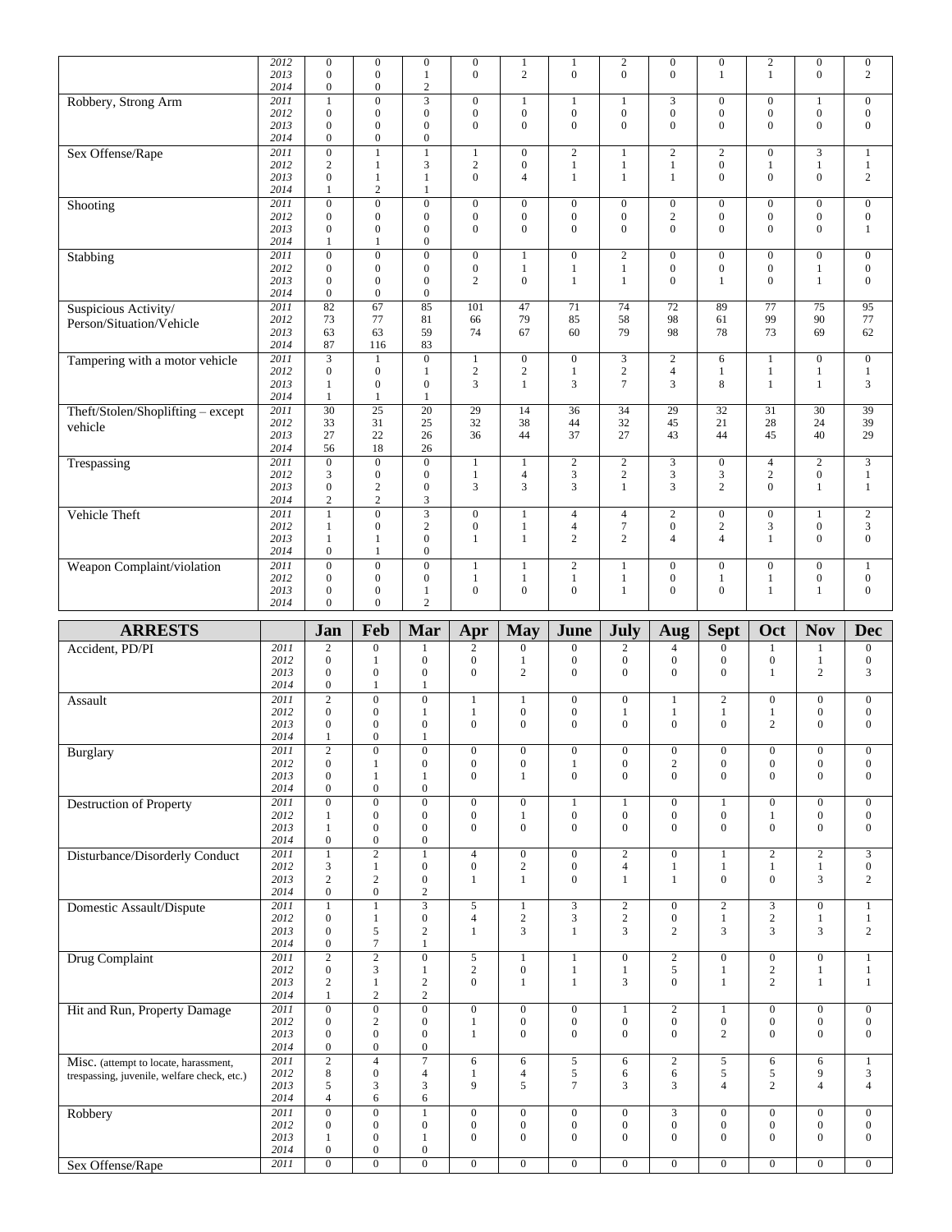| | | Jan | Feb | Mar | Apr | May | June | July | Aug | Sept | Oct | Nov | Dec |
|---|---|---|---|---|---|---|---|---|---|---|---|---|---|
| | 2012 | 0 | 0 | 0 | 0 | 1 | 1 | 2 | 0 | 0 | 2 | 0 | 0 |
| | 2013 | 0 | 0 | 1 | 0 | 2 | 0 | 0 | 0 | 1 | 1 | 0 | 2 |
| | 2014 | 0 | 0 | 2 | | | | | | | | | |
| Robbery, Strong Arm | 2011 | 1 | 0 | 3 | 0 | 1 | 1 | 1 | 3 | 0 | 0 | 1 | 0 |
| | 2012 | 0 | 0 | 0 | 0 | 0 | 0 | 0 | 0 | 0 | 0 | 0 | 0 |
| | 2013 | 0 | 0 | 0 | 0 | 0 | 0 | 0 | 0 | 0 | 0 | 0 | 0 |
| | 2014 | 0 | 0 | 0 | | | | | | | | | |
| Sex Offense/Rape | 2011 | 0 | 1 | 1 | 1 | 0 | 2 | 1 | 2 | 2 | 0 | 3 | 1 |
| | 2012 | 2 | 1 | 3 | 2 | 0 | 1 | 1 | 1 | 0 | 1 | 1 | 1 |
| | 2013 | 0 | 1 | 1 | 0 | 4 | 1 | 1 | 1 | 0 | 0 | 0 | 2 |
| | 2014 | 1 | 2 | 1 | | | | | | | | | |
| Shooting | 2011 | 0 | 0 | 0 | 0 | 0 | 0 | 0 | 0 | 0 | 0 | 0 | 0 |
| | 2012 | 0 | 0 | 0 | 0 | 0 | 0 | 0 | 2 | 0 | 0 | 0 | 0 |
| | 2013 | 0 | 0 | 0 | 0 | 0 | 0 | 0 | 0 | 0 | 0 | 0 | 1 |
| | 2014 | 1 | 1 | 0 | | | | | | | | | |
| Stabbing | 2011 | 0 | 0 | 0 | 0 | 1 | 0 | 2 | 0 | 0 | 0 | 0 | 0 |
| | 2012 | 0 | 0 | 0 | 0 | 1 | 1 | 1 | 0 | 0 | 0 | 1 | 0 |
| | 2013 | 0 | 0 | 0 | 2 | 0 | 1 | 1 | 0 | 1 | 0 | 1 | 0 |
| | 2014 | 0 | 0 | 0 | | | | | | | | | |
| Suspicious Activity/ Person/Situation/Vehicle | 2011 | 82 | 67 | 85 | 101 | 47 | 71 | 74 | 72 | 89 | 77 | 75 | 95 |
| | 2012 | 73 | 77 | 81 | 66 | 79 | 85 | 58 | 98 | 61 | 99 | 90 | 77 |
| | 2013 | 63 | 63 | 59 | 74 | 67 | 60 | 79 | 98 | 78 | 73 | 69 | 62 |
| | 2014 | 87 | 116 | 83 | | | | | | | | | |
| Tampering with a motor vehicle | 2011 | 3 | 1 | 0 | 1 | 0 | 0 | 3 | 2 | 6 | 1 | 0 | 0 |
| | 2012 | 0 | 0 | 1 | 2 | 2 | 1 | 2 | 4 | 1 | 1 | 1 | 1 |
| | 2013 | 1 | 0 | 0 | 3 | 1 | 3 | 7 | 3 | 8 | 1 | 1 | 3 |
| | 2014 | 1 | 1 | 1 | | | | | | | | | |
| Theft/Stolen/Shoplifting – except vehicle | 2011 | 30 | 25 | 20 | 29 | 14 | 36 | 34 | 29 | 32 | 31 | 30 | 39 |
| | 2012 | 33 | 31 | 25 | 32 | 38 | 44 | 32 | 45 | 21 | 28 | 24 | 39 |
| | 2013 | 27 | 22 | 26 | 36 | 44 | 37 | 27 | 43 | 44 | 45 | 40 | 29 |
| | 2014 | 56 | 18 | 26 | | | | | | | | | |
| Trespassing | 2011 | 0 | 0 | 0 | 1 | 1 | 2 | 2 | 3 | 0 | 4 | 2 | 3 |
| | 2012 | 3 | 0 | 0 | 1 | 4 | 3 | 2 | 3 | 3 | 2 | 0 | 1 |
| | 2013 | 0 | 2 | 0 | 3 | 3 | 3 | 1 | 3 | 2 | 0 | 1 | 1 |
| | 2014 | 2 | 2 | 3 | | | | | | | | | |
| Vehicle Theft | 2011 | 1 | 0 | 3 | 0 | 1 | 4 | 4 | 2 | 0 | 0 | 1 | 2 |
| | 2012 | 1 | 0 | 2 | 0 | 1 | 4 | 7 | 0 | 2 | 3 | 0 | 3 |
| | 2013 | 1 | 1 | 0 | 1 | 1 | 2 | 2 | 4 | 4 | 1 | 0 | 0 |
| | 2014 | 0 | 1 | 0 | | | | | | | | | |
| Weapon Complaint/violation | 2011 | 0 | 0 | 0 | 1 | 1 | 2 | 1 | 0 | 0 | 0 | 0 | 1 |
| | 2012 | 0 | 0 | 0 | 1 | 1 | 1 | 1 | 0 | 1 | 1 | 0 | 0 |
| | 2013 | 0 | 0 | 1 | 0 | 0 | 0 | 1 | 0 | 0 | 1 | 1 | 0 |
| | 2014 | 0 | 0 | 2 | | | | | | | | | |

| **ARRESTS** | | **Jan** | **Feb** | **Mar** | **Apr** | **May** | **June** | **July** | **Aug** | **Sept** | **Oct** | **Nov** | **Dec** |
|---|---|---|---|---|---|---|---|---|---|---|---|---|---|
| Accident, PD/PI | 2011 | 2 | 0 | 1 | 2 | 0 | 0 | 2 | 4 | 0 | 1 | 1 | 0 |
| | 2012 | 0 | 1 | 0 | 0 | 1 | 0 | 0 | 0 | 0 | 0 | 1 | 0 |
| | 2013 | 0 | 0 | 0 | 0 | 2 | 0 | 0 | 0 | 0 | 1 | 2 | 3 |
| | 2014 | 0 | 1 | 1 | | | | | | | | | |
| Assault | 2011 | 2 | 0 | 0 | 1 | 1 | 0 | 0 | 1 | 2 | 0 | 0 | 0 |
| | 2012 | 0 | 0 | 1 | 1 | 0 | 0 | 1 | 1 | 1 | 1 | 0 | 0 |
| | 2013 | 0 | 0 | 0 | 0 | 0 | 0 | 0 | 0 | 0 | 2 | 0 | 0 |
| | 2014 | 1 | 0 | 1 | | | | | | | | | |
| Burglary | 2011 | 2 | 0 | 0 | 0 | 0 | 0 | 0 | 0 | 0 | 0 | 0 | 0 |
| | 2012 | 0 | 1 | 0 | 0 | 0 | 1 | 0 | 2 | 0 | 0 | 0 | 0 |
| | 2013 | 0 | 1 | 1 | 0 | 1 | 0 | 0 | 0 | 0 | 0 | 0 | 0 |
| | 2014 | 0 | 0 | 0 | | | | | | | | | |
| Destruction of Property | 2011 | 0 | 0 | 0 | 0 | 0 | 1 | 1 | 0 | 1 | 0 | 0 | 0 |
| | 2012 | 1 | 0 | 0 | 0 | 1 | 0 | 0 | 0 | 0 | 1 | 0 | 0 |
| | 2013 | 1 | 0 | 0 | 0 | 0 | 0 | 0 | 0 | 0 | 0 | 0 | 0 |
| | 2014 | 0 | 0 | 0 | | | | | | | | | |
| Disturbance/Disorderly Conduct | 2011 | 1 | 2 | 1 | 4 | 0 | 0 | 2 | 0 | 1 | 2 | 2 | 3 |
| | 2012 | 3 | 1 | 0 | 0 | 2 | 0 | 4 | 1 | 1 | 1 | 1 | 0 |
| | 2013 | 2 | 2 | 0 | 1 | 1 | 0 | 1 | 1 | 0 | 0 | 3 | 2 |
| | 2014 | 0 | 0 | 2 | | | | | | | | | |
| Domestic Assault/Dispute | 2011 | 1 | 1 | 3 | 5 | 1 | 3 | 2 | 0 | 2 | 3 | 0 | 1 |
| | 2012 | 0 | 1 | 0 | 4 | 2 | 3 | 2 | 0 | 1 | 2 | 1 | 1 |
| | 2013 | 0 | 5 | 2 | 1 | 3 | 1 | 3 | 2 | 3 | 3 | 3 | 2 |
| | 2014 | 0 | 7 | 1 | | | | | | | | | |
| Drug Complaint | 2011 | 2 | 2 | 0 | 5 | 1 | 1 | 0 | 2 | 0 | 0 | 0 | 1 |
| | 2012 | 0 | 3 | 1 | 2 | 0 | 1 | 1 | 5 | 1 | 2 | 1 | 1 |
| | 2013 | 2 | 1 | 2 | 0 | 1 | 1 | 3 | 0 | 1 | 2 | 1 | 1 |
| | 2014 | 1 | 2 | 2 | | | | | | | | | |
| Hit and Run, Property Damage | 2011 | 0 | 0 | 0 | 0 | 0 | 0 | 1 | 2 | 1 | 0 | 0 | 0 |
| | 2012 | 0 | 2 | 0 | 1 | 0 | 0 | 0 | 0 | 0 | 0 | 0 | 0 |
| | 2013 | 0 | 0 | 0 | 1 | 0 | 0 | 0 | 0 | 2 | 0 | 0 | 0 |
| | 2014 | 0 | 0 | 0 | | | | | | | | | |
| Misc. (attempt to locate, harassment, trespassing, juvenile, welfare check, etc.) | 2011 | 2 | 4 | 7 | 6 | 6 | 5 | 6 | 2 | 5 | 6 | 6 | 1 |
| | 2012 | 8 | 0 | 4 | 1 | 4 | 5 | 6 | 6 | 5 | 5 | 9 | 3 |
| | 2013 | 5 | 3 | 3 | 9 | 5 | 7 | 3 | 3 | 4 | 2 | 4 | 4 |
| | 2014 | 4 | 6 | 6 | | | | | | | | | |
| Robbery | 2011 | 0 | 0 | 1 | 0 | 0 | 0 | 0 | 3 | 0 | 0 | 0 | 0 |
| | 2012 | 0 | 0 | 0 | 0 | 0 | 0 | 0 | 0 | 0 | 0 | 0 | 0 |
| | 2013 | 1 | 0 | 1 | 0 | 0 | 0 | 0 | 0 | 0 | 0 | 0 | 0 |
| | 2014 | 0 | 0 | 0 | | | | | | | | | |
| Sex Offense/Rape | 2011 | 0 | 0 | 0 | 0 | 0 | 0 | 0 | 0 | 0 | 0 | 0 | 0 |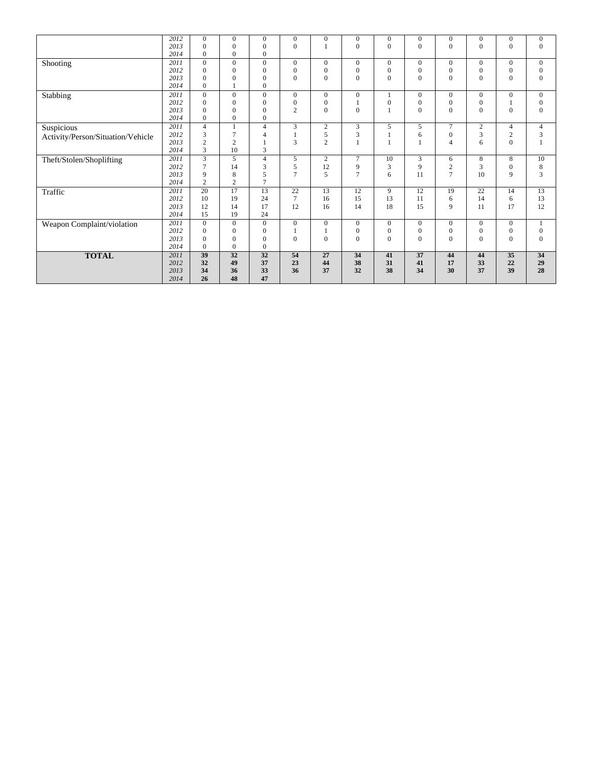| | | | | | | | | | | | | | |
|---|---|---|---|---|---|---|---|---|---|---|---|---|---|
| | *2012* | 0 | 0 | 0 | 0 | 0 | 0 | 0 | 0 | 0 | 0 | 0 | 0 |
| | *2013* | 0 | 0 | 0 | 0 | 1 | 0 | 0 | 0 | 0 | 0 | 0 | 0 |
| | *2014* | 0 | 0 | 0 | | | | | | | | | |
| Shooting | *2011* | 0 | 0 | 0 | 0 | 0 | 0 | 0 | 0 | 0 | 0 | 0 | 0 |
| | *2012* | 0 | 0 | 0 | 0 | 0 | 0 | 0 | 0 | 0 | 0 | 0 | 0 |
| | *2013* | 0 | 0 | 0 | 0 | 0 | 0 | 0 | 0 | 0 | 0 | 0 | 0 |
| | *2014* | 0 | 1 | 0 | | | | | | | | | |
| Stabbing | *2011* | 0 | 0 | 0 | 0 | 0 | 0 | 1 | 0 | 0 | 0 | 0 | 0 |
| | *2012* | 0 | 0 | 0 | 0 | 0 | 1 | 0 | 0 | 0 | 0 | 1 | 0 |
| | *2013* | 0 | 0 | 0 | 2 | 0 | 0 | 1 | 0 | 0 | 0 | 0 | 0 |
| | *2014* | 0 | 0 | 0 | | | | | | | | | |
| Suspicious Activity/Person/Situation/Vehicle | *2011* | 4 | 1 | 4 | 3 | 2 | 3 | 5 | 5 | 7 | 2 | 4 | 4 |
| | *2012* | 3 | 7 | 4 | 1 | 5 | 3 | 1 | 6 | 0 | 3 | 2 | 3 |
| | *2013* | 2 | 2 | 1 | 3 | 2 | 1 | 1 | 1 | 4 | 6 | 0 | 1 |
| | *2014* | 3 | 10 | 3 | | | | | | | | | |
| Theft/Stolen/Shoplifting | *2011* | 3 | 5 | 4 | 5 | 2 | 7 | 10 | 3 | 6 | 8 | 8 | 10 |
| | *2012* | 7 | 14 | 3 | 5 | 12 | 9 | 3 | 9 | 2 | 3 | 0 | 8 |
| | *2013* | 9 | 8 | 5 | 7 | 5 | 7 | 6 | 11 | 7 | 10 | 9 | 3 |
| | *2014* | 2 | 2 | 7 | | | | | | | | | |
| Traffic | *2011* | 20 | 17 | 13 | 22 | 13 | 12 | 9 | 12 | 19 | 22 | 14 | 13 |
| | *2012* | 10 | 19 | 24 | 7 | 16 | 15 | 13 | 11 | 6 | 14 | 6 | 13 |
| | *2013* | 12 | 14 | 17 | 12 | 16 | 14 | 18 | 15 | 9 | 11 | 17 | 12 |
| | *2014* | 15 | 19 | 24 | | | | | | | | | |
| Weapon Complaint/violation | *2011* | 0 | 0 | 0 | 0 | 0 | 0 | 0 | 0 | 0 | 0 | 0 | 1 |
| | *2012* | 0 | 0 | 0 | 1 | 1 | 0 | 0 | 0 | 0 | 0 | 0 | 0 |
| | *2013* | 0 | 0 | 0 | 0 | 0 | 0 | 0 | 0 | 0 | 0 | 0 | 0 |
| | *2014* | 0 | 0 | 0 | | | | | | | | | |
| **TOTAL** | *2011* | **39** | **32** | **32** | **54** | **27** | **34** | **41** | **37** | **44** | **44** | **35** | **34** |
| | *2012* | **32** | **49** | **37** | **23** | **44** | **38** | **31** | **41** | **17** | **33** | **22** | **29** |
| | *2013* | **34** | **36** | **33** | **36** | **37** | **32** | **38** | **34** | **30** | **37** | **39** | **28** |
| | *2014* | **26** | **48** | **47** | | | | | | | | | |